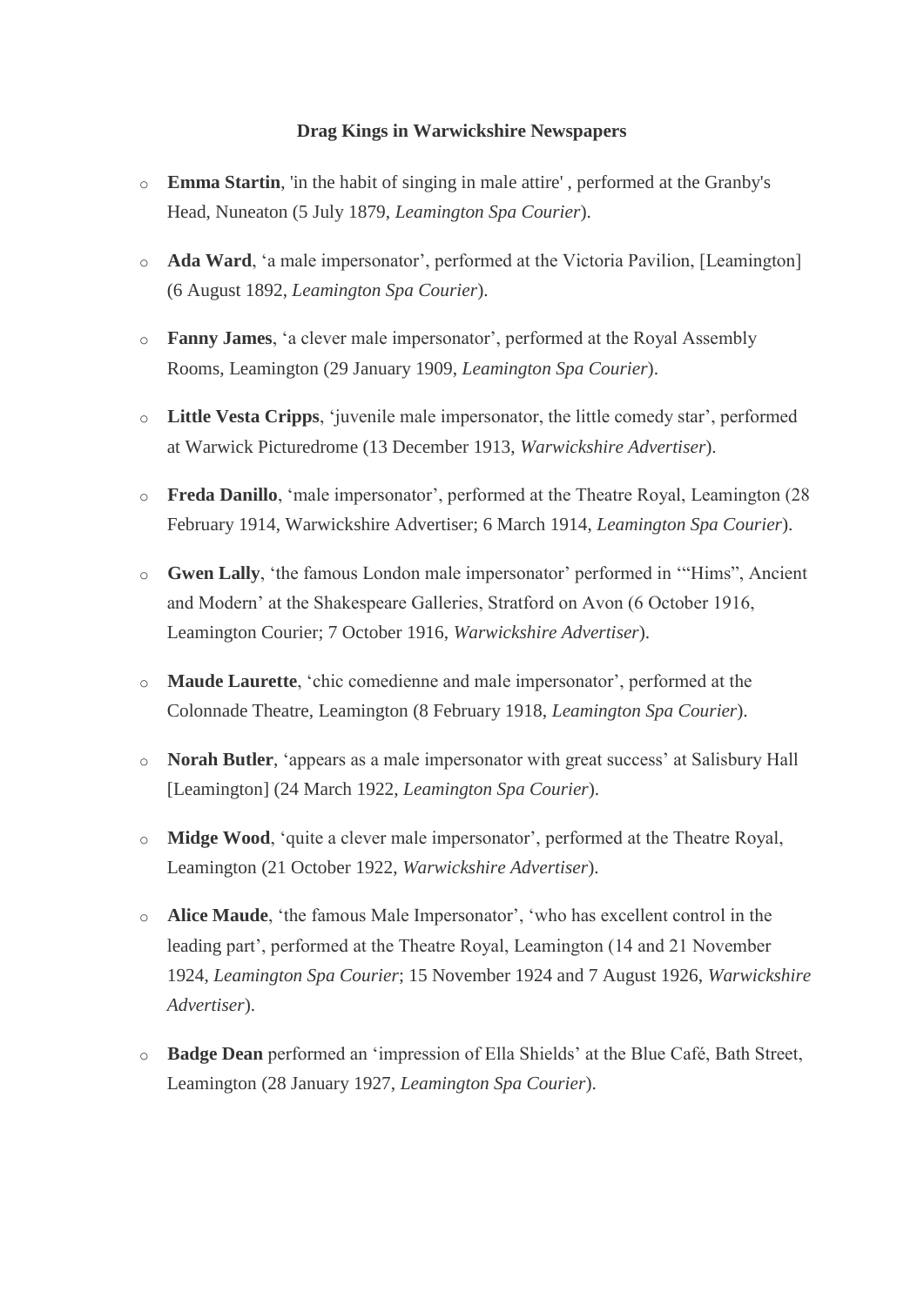**Drag Kings in Warwickshire Newspapers**

- **Emma Startin**, 'in the habit of singing in male attire' , performed at the Granby's Head, Nuneaton (5 July 1879, *Leamington Spa Courier*).
- **Ada Ward**, 'a male impersonator', performed at the Victoria Pavilion, [Leamington] (6 August 1892, *Leamington Spa Courier*).
- **Fanny James**, 'a clever male impersonator', performed at the Royal Assembly Rooms, Leamington (29 January 1909, *Leamington Spa Courier*).
- **Little Vesta Cripps**, 'juvenile male impersonator, the little comedy star', performed at Warwick Picturedrome (13 December 1913, *Warwickshire Advertiser*).
- **Freda Danillo**, 'male impersonator', performed at the Theatre Royal, Leamington (28 February 1914, Warwickshire Advertiser; 6 March 1914, *Leamington Spa Courier*).
- **Gwen Lally**, 'the famous London male impersonator' performed in '"Hims", Ancient and Modern' at the Shakespeare Galleries, Stratford on Avon (6 October 1916, Leamington Courier; 7 October 1916, *Warwickshire Advertiser*).
- **Maude Laurette**, 'chic comedienne and male impersonator', performed at the Colonnade Theatre, Leamington (8 February 1918, *Leamington Spa Courier*).
- **Norah Butler**, 'appears as a male impersonator with great success' at Salisbury Hall [Leamington] (24 March 1922, *Leamington Spa Courier*).
- **Midge Wood**, 'quite a clever male impersonator', performed at the Theatre Royal, Leamington (21 October 1922, *Warwickshire Advertiser*).
- **Alice Maude**, 'the famous Male Impersonator', 'who has excellent control in the leading part', performed at the Theatre Royal, Leamington (14 and 21 November 1924, *Leamington Spa Courier*; 15 November 1924 and 7 August 1926, *Warwickshire Advertiser*).
- **Badge Dean** performed an 'impression of Ella Shields' at the Blue Café, Bath Street, Leamington (28 January 1927, *Leamington Spa Courier*).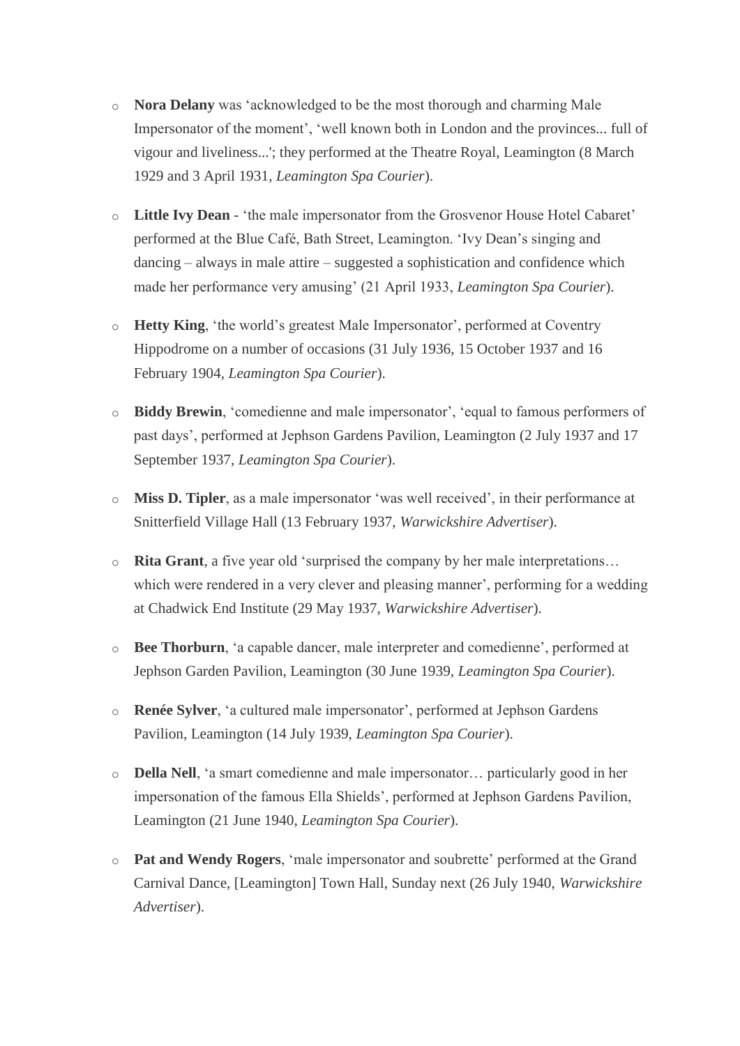- **Nora Delany** was 'acknowledged to be the most thorough and charming Male Impersonator of the moment', 'well known both in London and the provinces... full of vigour and liveliness...'; they performed at the Theatre Royal, Leamington (8 March 1929 and 3 April 1931, *Leamington Spa Courier*).

- **Little Ivy Dean** - 'the male impersonator from the Grosvenor House Hotel Cabaret' performed at the Blue Café, Bath Street, Leamington. 'Ivy Dean's singing and dancing – always in male attire – suggested a sophistication and confidence which made her performance very amusing' (21 April 1933, *Leamington Spa Courier*).

- **Hetty King**, 'the world's greatest Male Impersonator', performed at Coventry Hippodrome on a number of occasions (31 July 1936, 15 October 1937 and 16 February 1904, *Leamington Spa Courier*).

- **Biddy Brewin**, 'comedienne and male impersonator', 'equal to famous performers of past days', performed at Jephson Gardens Pavilion, Leamington (2 July 1937 and 17 September 1937, *Leamington Spa Courier*).

- **Miss D. Tipler**, as a male impersonator 'was well received', in their performance at Snitterfield Village Hall (13 February 1937, *Warwickshire Advertiser*).

- **Rita Grant**, a five year old 'surprised the company by her male interpretations… which were rendered in a very clever and pleasing manner', performing for a wedding at Chadwick End Institute (29 May 1937, *Warwickshire Advertiser*).

- **Bee Thorburn**, 'a capable dancer, male interpreter and comedienne', performed at Jephson Garden Pavilion, Leamington (30 June 1939, *Leamington Spa Courier*).

- **Renée Sylver**, 'a cultured male impersonator', performed at Jephson Gardens Pavilion, Leamington (14 July 1939, *Leamington Spa Courier*).

- **Della Nell**, 'a smart comedienne and male impersonator… particularly good in her impersonation of the famous Ella Shields', performed at Jephson Gardens Pavilion, Leamington (21 June 1940, *Leamington Spa Courier*).

- **Pat and Wendy Rogers**, 'male impersonator and soubrette' performed at the Grand Carnival Dance, [Leamington] Town Hall, Sunday next (26 July 1940, *Warwickshire Advertiser*).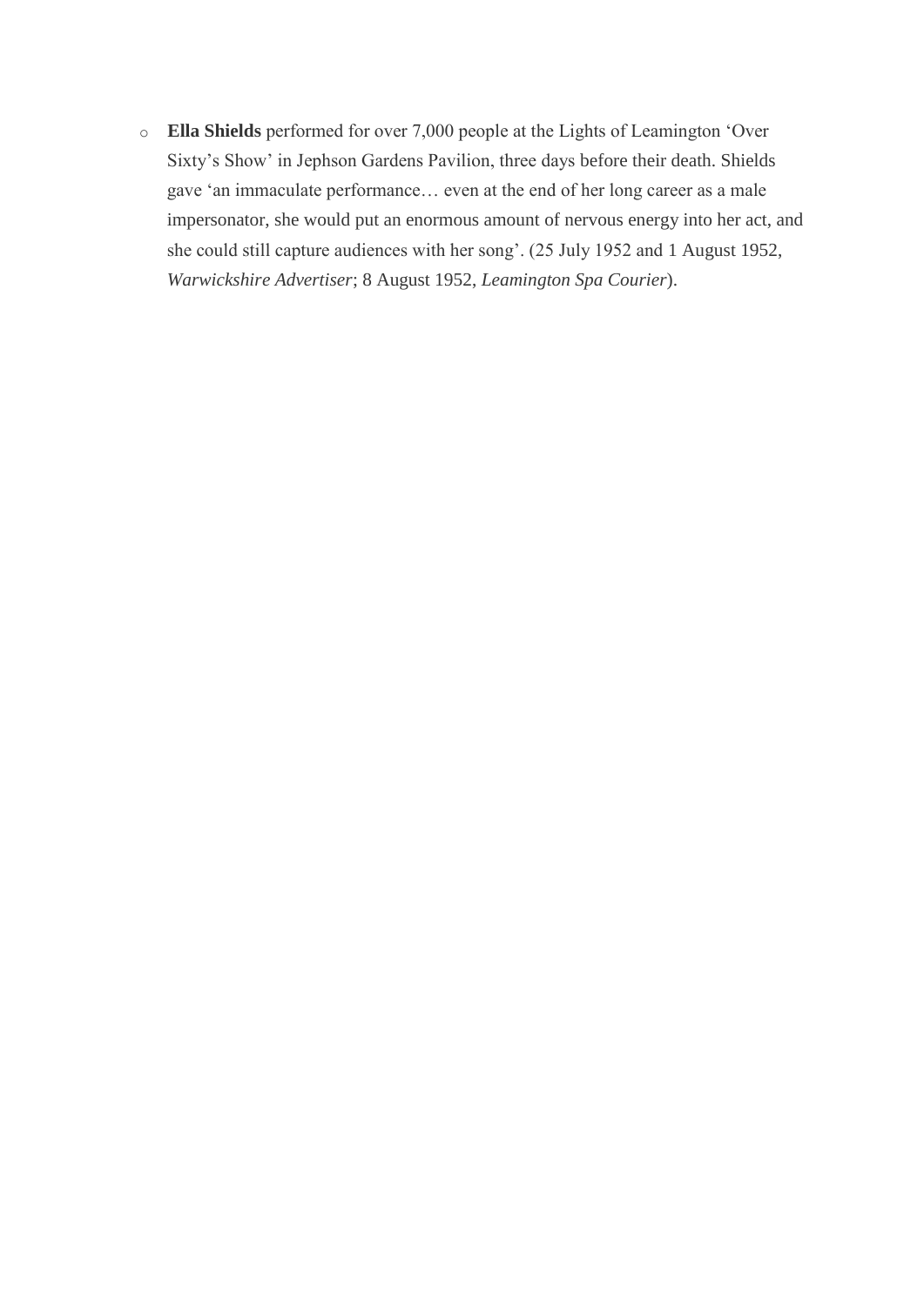- **Ella Shields** performed for over 7,000 people at the Lights of Leamington 'Over Sixty's Show' in Jephson Gardens Pavilion, three days before their death. Shields gave 'an immaculate performance… even at the end of her long career as a male impersonator, she would put an enormous amount of nervous energy into her act, and she could still capture audiences with her song'. (25 July 1952 and 1 August 1952, *Warwickshire Advertiser*; 8 August 1952, *Leamington Spa Courier*).